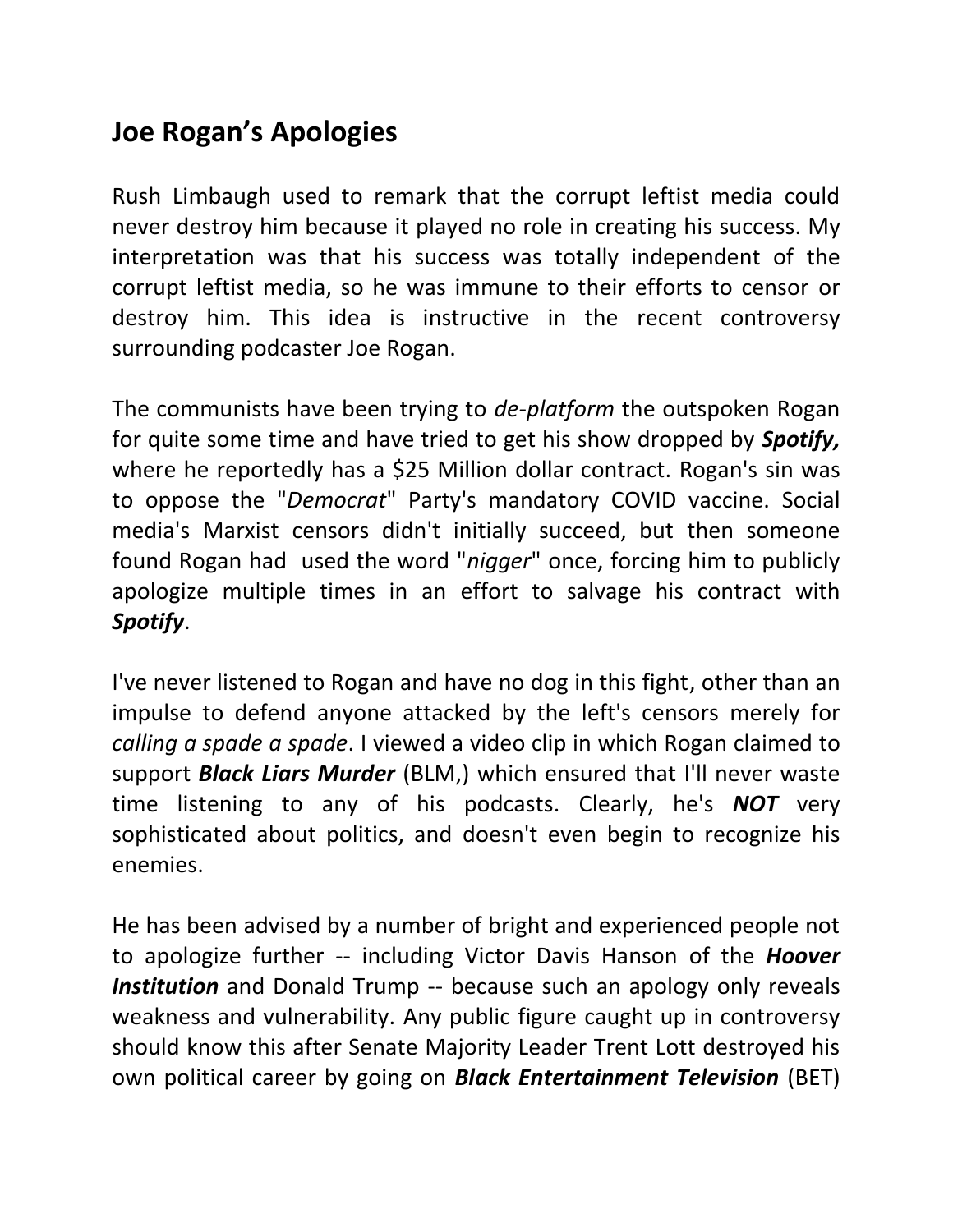## Joe Rogan's Apologies

Rush Limbaugh used to remark that the corrupt leftist media could never destroy him because it played no role in creating his success. My interpretation was that his success was totally independent of the corrupt leftist media, so he was immune to their efforts to censor or destroy him. This idea is instructive in the recent controversy surrounding podcaster Joe Rogan.

The communists have been trying to *de-platform* the outspoken Rogan for quite some time and have tried to get his show dropped by ***Spotify,*** where he reportedly has a $25 Million dollar contract. Rogan's sin was to oppose the "*Democrat*" Party's mandatory COVID vaccine. Social media's Marxist censors didn't initially succeed, but then someone found Rogan had used the word "*nigger*" once, forcing him to publicly apologize multiple times in an effort to salvage his contract with ***Spotify***.

I've never listened to Rogan and have no dog in this fight, other than an impulse to defend anyone attacked by the left's censors merely for *calling a spade a spade*. I viewed a video clip in which Rogan claimed to support ***Black Liars Murder*** (BLM,) which ensured that I'll never waste time listening to any of his podcasts. Clearly, he's ***NOT*** very sophisticated about politics, and doesn't even begin to recognize his enemies.

He has been advised by a number of bright and experienced people not to apologize further -- including Victor Davis Hanson of the ***Hoover Institution*** and Donald Trump -- because such an apology only reveals weakness and vulnerability. Any public figure caught up in controversy should know this after Senate Majority Leader Trent Lott destroyed his own political career by going on ***Black Entertainment Television*** (BET)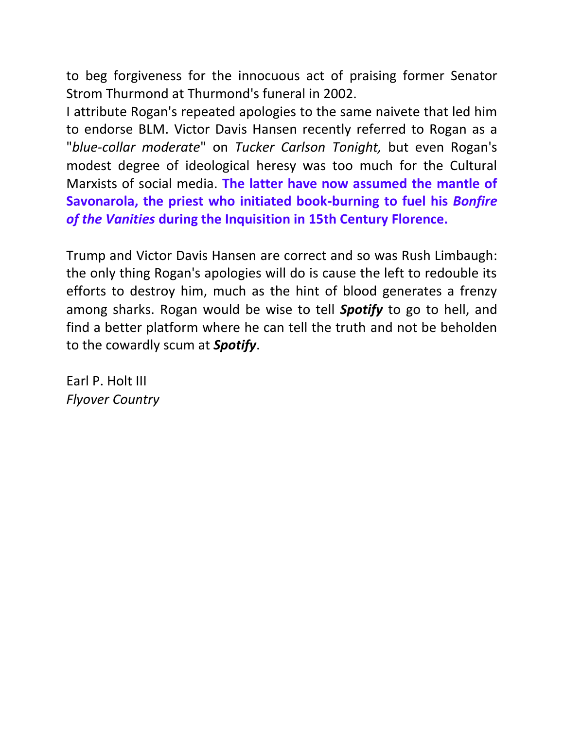to beg forgiveness for the innocuous act of praising former Senator Strom Thurmond at Thurmond's funeral in 2002.

I attribute Rogan's repeated apologies to the same naivete that led him to endorse BLM. Victor Davis Hansen recently referred to Rogan as a "*blue-collar moderate*" on *Tucker Carlson Tonight,* but even Rogan's modest degree of ideological heresy was too much for the Cultural Marxists of social media. **The latter have now assumed the mantle of Savonarola, the priest who initiated book-burning to fuel his *Bonfire of the Vanities* during the Inquisition in 15th Century Florence.**

Trump and Victor Davis Hansen are correct and so was Rush Limbaugh: the only thing Rogan's apologies will do is cause the left to redouble its efforts to destroy him, much as the hint of blood generates a frenzy among sharks. Rogan would be wise to tell ***Spotify*** to go to hell, and find a better platform where he can tell the truth and not be beholden to the cowardly scum at ***Spotify***.

Earl P. Holt III
*Flyover Country*